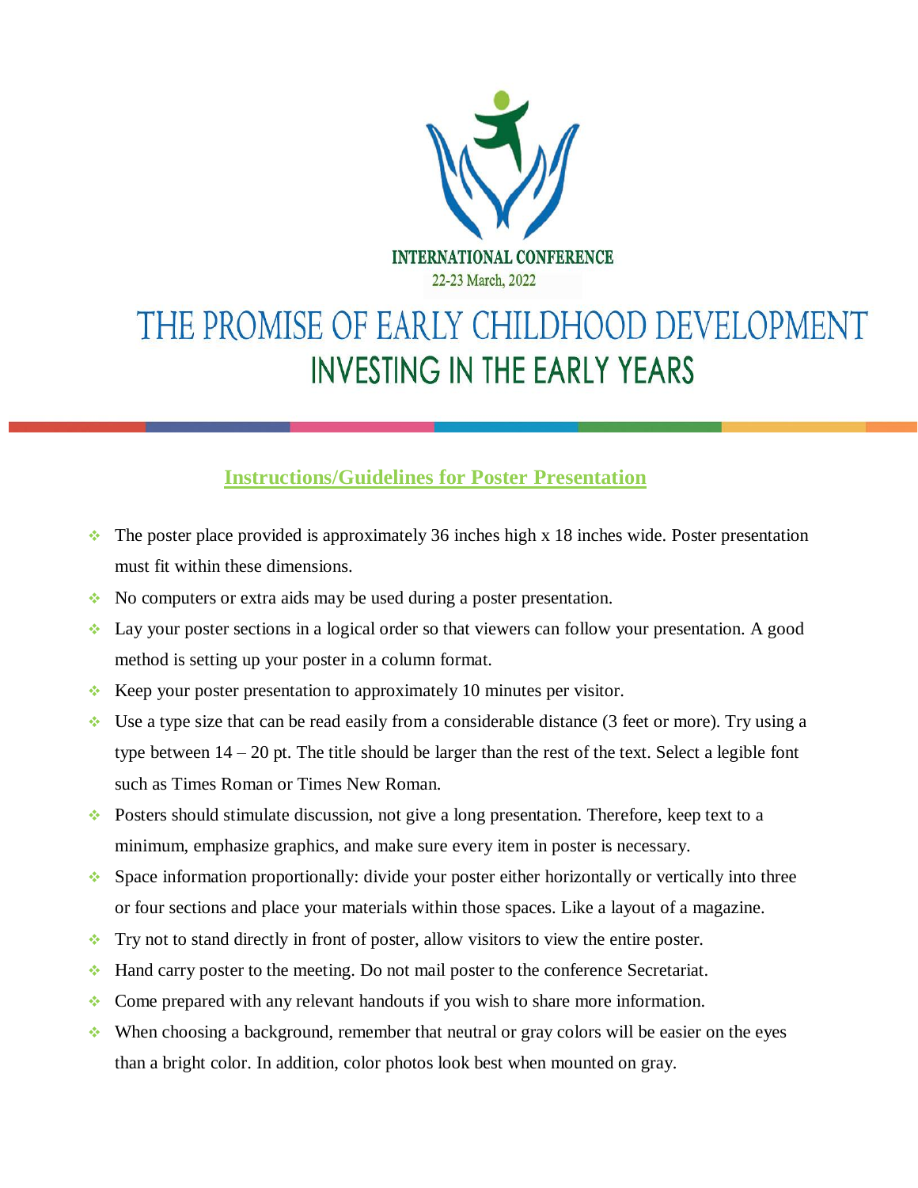INTERNATIONAL CONFERENCE

22-23 March, 2022

# THE PROMISE OF EARLY CHILDHOOD DEVELOPMENT
## INVESTING IN THE EARLY YEARS

### Instructions/Guidelines for Poster Presentation

- The poster place provided is approximately 36 inches high x 18 inches wide. Poster presentation must fit within these dimensions.
- No computers or extra aids may be used during a poster presentation.
- Lay your poster sections in a logical order so that viewers can follow your presentation. A good method is setting up your poster in a column format.
- Keep your poster presentation to approximately 10 minutes per visitor.
- Use a type size that can be read easily from a considerable distance (3 feet or more). Try using a type between 14 – 20 pt. The title should be larger than the rest of the text. Select a legible font such as Times Roman or Times New Roman.
- Posters should stimulate discussion, not give a long presentation. Therefore, keep text to a minimum, emphasize graphics, and make sure every item in poster is necessary.
- Space information proportionally: divide your poster either horizontally or vertically into three or four sections and place your materials within those spaces. Like a layout of a magazine.
- Try not to stand directly in front of poster, allow visitors to view the entire poster.
- Hand carry poster to the meeting. Do not mail poster to the conference Secretariat.
- Come prepared with any relevant handouts if you wish to share more information.
- When choosing a background, remember that neutral or gray colors will be easier on the eyes than a bright color. In addition, color photos look best when mounted on gray.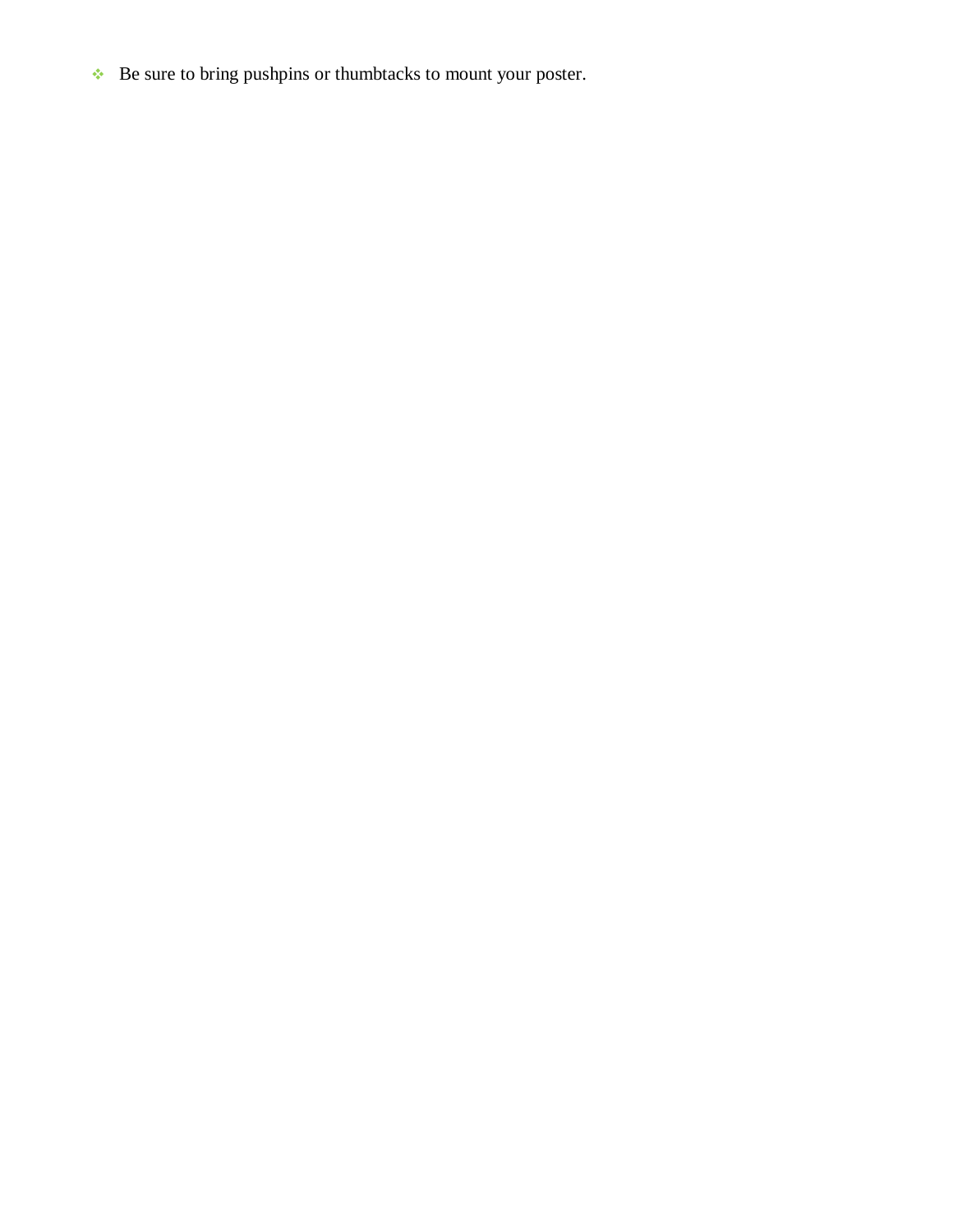- Be sure to bring pushpins or thumbtacks to mount your poster.